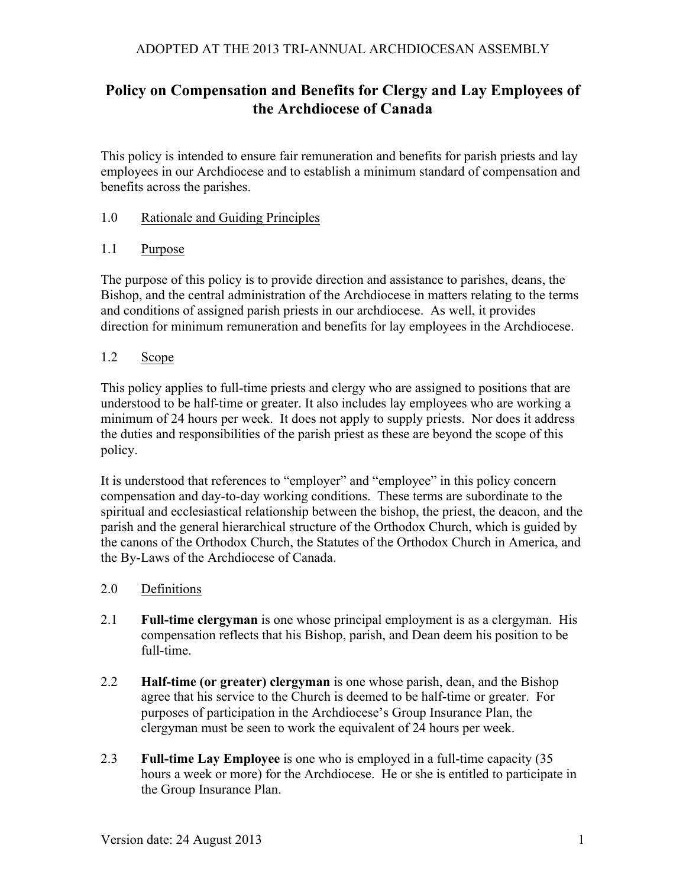ADOPTED AT THE 2013 TRI-ANNUAL ARCHDIOCESAN ASSEMBLY

# Policy on Compensation and Benefits for Clergy and Lay Employees of the Archdiocese of Canada

This policy is intended to ensure fair remuneration and benefits for parish priests and lay employees in our Archdiocese and to establish a minimum standard of compensation and benefits across the parishes.

## 1.0 Rationale and Guiding Principles

### 1.1 Purpose

The purpose of this policy is to provide direction and assistance to parishes, deans, the Bishop, and the central administration of the Archdiocese in matters relating to the terms and conditions of assigned parish priests in our archdiocese. As well, it provides direction for minimum remuneration and benefits for lay employees in the Archdiocese.

### 1.2 Scope

This policy applies to full-time priests and clergy who are assigned to positions that are understood to be half-time or greater. It also includes lay employees who are working a minimum of 24 hours per week. It does not apply to supply priests. Nor does it address the duties and responsibilities of the parish priest as these are beyond the scope of this policy.

It is understood that references to "employer" and "employee" in this policy concern compensation and day-to-day working conditions. These terms are subordinate to the spiritual and ecclesiastical relationship between the bishop, the priest, the deacon, and the parish and the general hierarchical structure of the Orthodox Church, which is guided by the canons of the Orthodox Church, the Statutes of the Orthodox Church in America, and the By-Laws of the Archdiocese of Canada.

## 2.0 Definitions

2.1 **Full-time clergyman** is one whose principal employment is as a clergyman. His compensation reflects that his Bishop, parish, and Dean deem his position to be full-time.

2.2 **Half-time (or greater) clergyman** is one whose parish, dean, and the Bishop agree that his service to the Church is deemed to be half-time or greater. For purposes of participation in the Archdiocese's Group Insurance Plan, the clergyman must be seen to work the equivalent of 24 hours per week.

2.3 **Full-time Lay Employee** is one who is employed in a full-time capacity (35 hours a week or more) for the Archdiocese. He or she is entitled to participate in the Group Insurance Plan.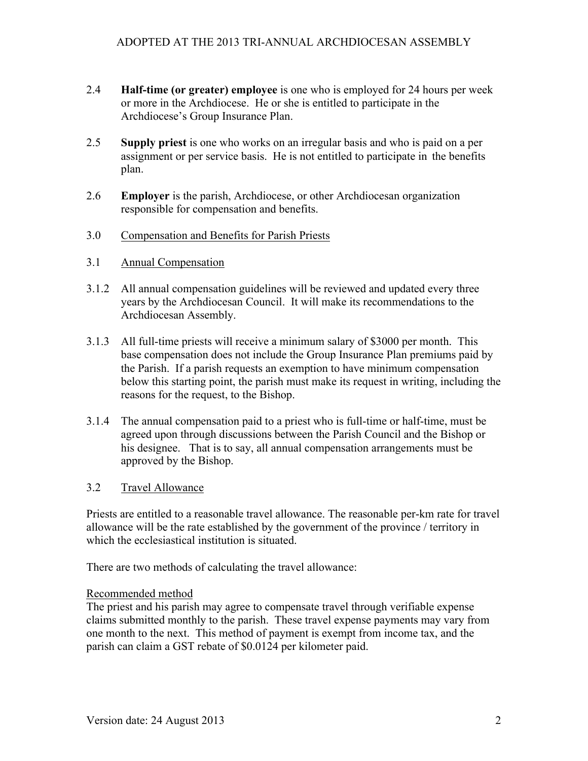2.4 **Half-time (or greater) employee** is one who is employed for 24 hours per week or more in the Archdiocese. He or she is entitled to participate in the Archdiocese's Group Insurance Plan.

2.5 **Supply priest** is one who works on an irregular basis and who is paid on a per assignment or per service basis. He is not entitled to participate in the benefits plan.

2.6 **Employer** is the parish, Archdiocese, or other Archdiocesan organization responsible for compensation and benefits.

## 3.0 Compensation and Benefits for Parish Priests

### 3.1 Annual Compensation

3.1.2 All annual compensation guidelines will be reviewed and updated every three years by the Archdiocesan Council. It will make its recommendations to the Archdiocesan Assembly.

3.1.3 All full-time priests will receive a minimum salary of $3000 per month. This base compensation does not include the Group Insurance Plan premiums paid by the Parish. If a parish requests an exemption to have minimum compensation below this starting point, the parish must make its request in writing, including the reasons for the request, to the Bishop.

3.1.4 The annual compensation paid to a priest who is full-time or half-time, must be agreed upon through discussions between the Parish Council and the Bishop or his designee. That is to say, all annual compensation arrangements must be approved by the Bishop.

### 3.2 Travel Allowance

Priests are entitled to a reasonable travel allowance. The reasonable per-km rate for travel allowance will be the rate established by the government of the province / territory in which the ecclesiastical institution is situated.

There are two methods of calculating the travel allowance:

Recommended method

The priest and his parish may agree to compensate travel through verifiable expense claims submitted monthly to the parish. These travel expense payments may vary from one month to the next. This method of payment is exempt from income tax, and the parish can claim a GST rebate of $0.0124 per kilometer paid.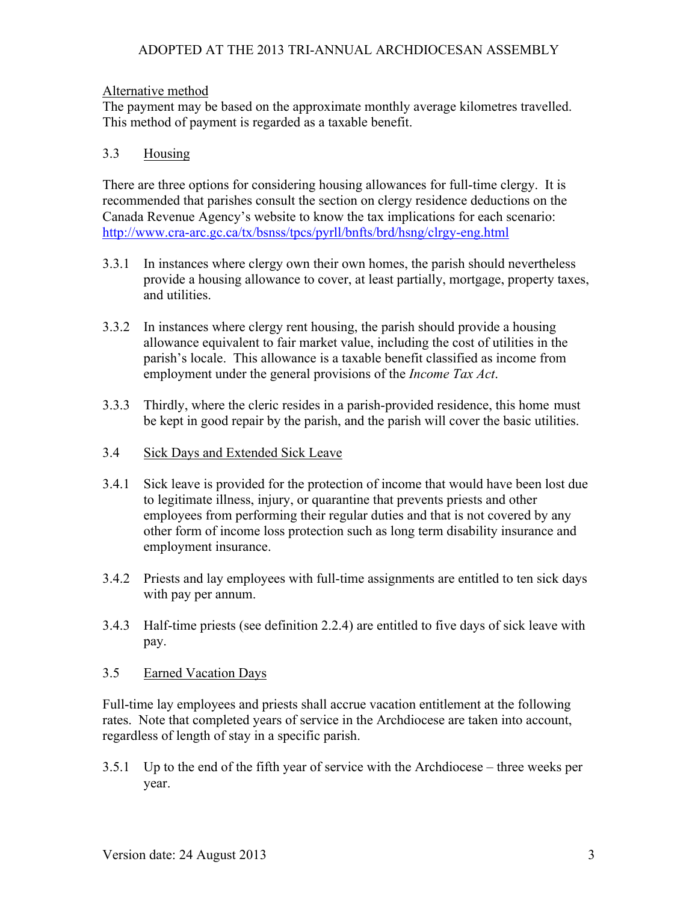Alternative method

The payment may be based on the approximate monthly average kilometres travelled. This method of payment is regarded as a taxable benefit.

### 3.3 Housing

There are three options for considering housing allowances for full-time clergy. It is recommended that parishes consult the section on clergy residence deductions on the Canada Revenue Agency's website to know the tax implications for each scenario: http://www.cra-arc.gc.ca/tx/bsnss/tpcs/pyrll/bnfts/brd/hsng/clrgy-eng.html

3.3.1 In instances where clergy own their own homes, the parish should nevertheless provide a housing allowance to cover, at least partially, mortgage, property taxes, and utilities.

3.3.2 In instances where clergy rent housing, the parish should provide a housing allowance equivalent to fair market value, including the cost of utilities in the parish's locale. This allowance is a taxable benefit classified as income from employment under the general provisions of the *Income Tax Act*.

3.3.3 Thirdly, where the cleric resides in a parish-provided residence, this home must be kept in good repair by the parish, and the parish will cover the basic utilities.

### 3.4 Sick Days and Extended Sick Leave

3.4.1 Sick leave is provided for the protection of income that would have been lost due to legitimate illness, injury, or quarantine that prevents priests and other employees from performing their regular duties and that is not covered by any other form of income loss protection such as long term disability insurance and employment insurance.

3.4.2 Priests and lay employees with full-time assignments are entitled to ten sick days with pay per annum.

3.4.3 Half-time priests (see definition 2.2.4) are entitled to five days of sick leave with pay.

### 3.5 Earned Vacation Days

Full-time lay employees and priests shall accrue vacation entitlement at the following rates. Note that completed years of service in the Archdiocese are taken into account, regardless of length of stay in a specific parish.

3.5.1 Up to the end of the fifth year of service with the Archdiocese – three weeks per year.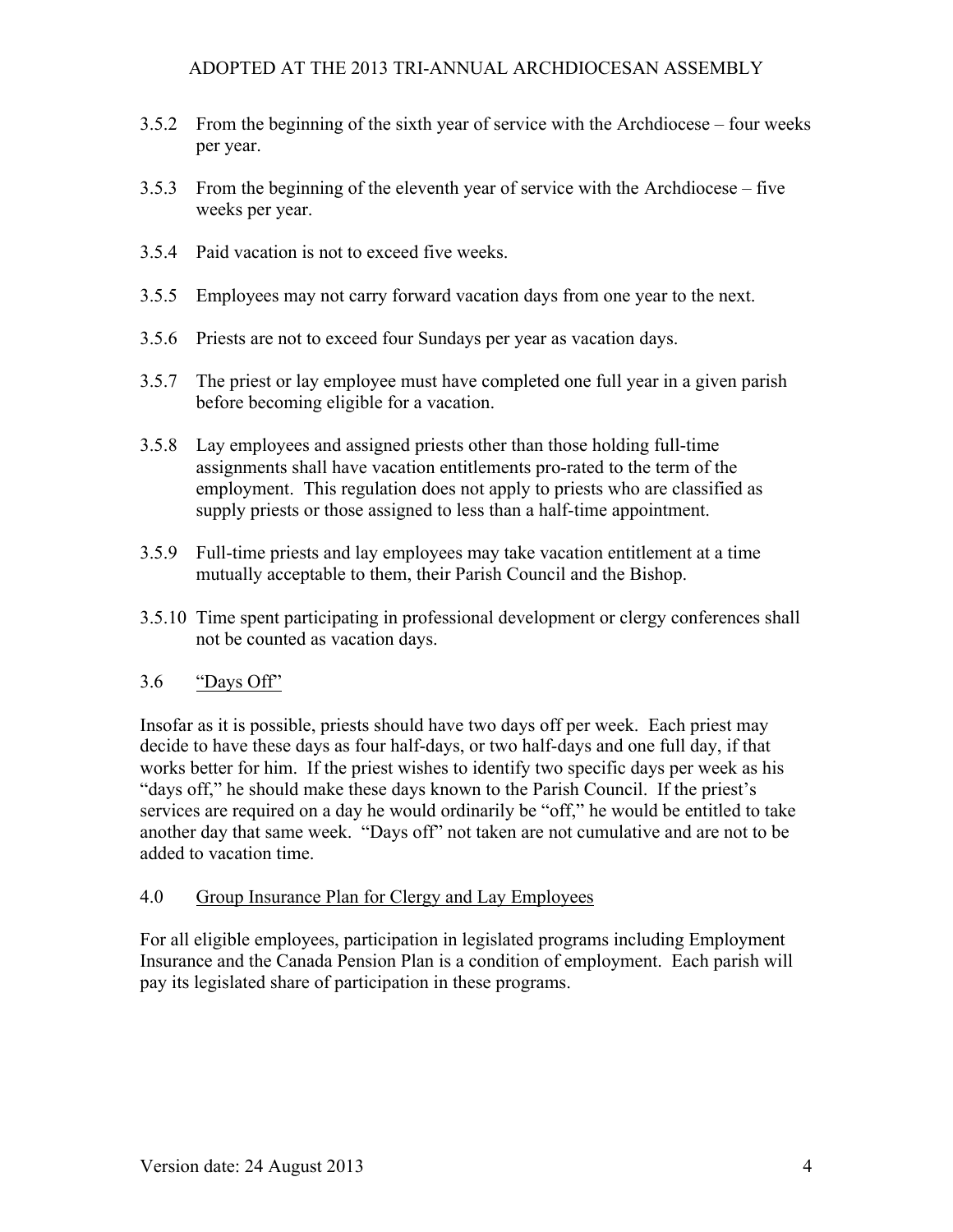3.5.2 From the beginning of the sixth year of service with the Archdiocese – four weeks per year.

3.5.3 From the beginning of the eleventh year of service with the Archdiocese – five weeks per year.

3.5.4 Paid vacation is not to exceed five weeks.

3.5.5 Employees may not carry forward vacation days from one year to the next.

3.5.6 Priests are not to exceed four Sundays per year as vacation days.

3.5.7 The priest or lay employee must have completed one full year in a given parish before becoming eligible for a vacation.

3.5.8 Lay employees and assigned priests other than those holding full-time assignments shall have vacation entitlements pro-rated to the term of the employment. This regulation does not apply to priests who are classified as supply priests or those assigned to less than a half-time appointment.

3.5.9 Full-time priests and lay employees may take vacation entitlement at a time mutually acceptable to them, their Parish Council and the Bishop.

3.5.10 Time spent participating in professional development or clergy conferences shall not be counted as vacation days.

## 3.6 <u>"Days Off"</u>

Insofar as it is possible, priests should have two days off per week. Each priest may decide to have these days as four half-days, or two half-days and one full day, if that works better for him. If the priest wishes to identify two specific days per week as his "days off," he should make these days known to the Parish Council. If the priest's services are required on a day he would ordinarily be "off," he would be entitled to take another day that same week. "Days off" not taken are not cumulative and are not to be added to vacation time.

## 4.0 <u>Group Insurance Plan for Clergy and Lay Employees</u>

For all eligible employees, participation in legislated programs including Employment Insurance and the Canada Pension Plan is a condition of employment. Each parish will pay its legislated share of participation in these programs.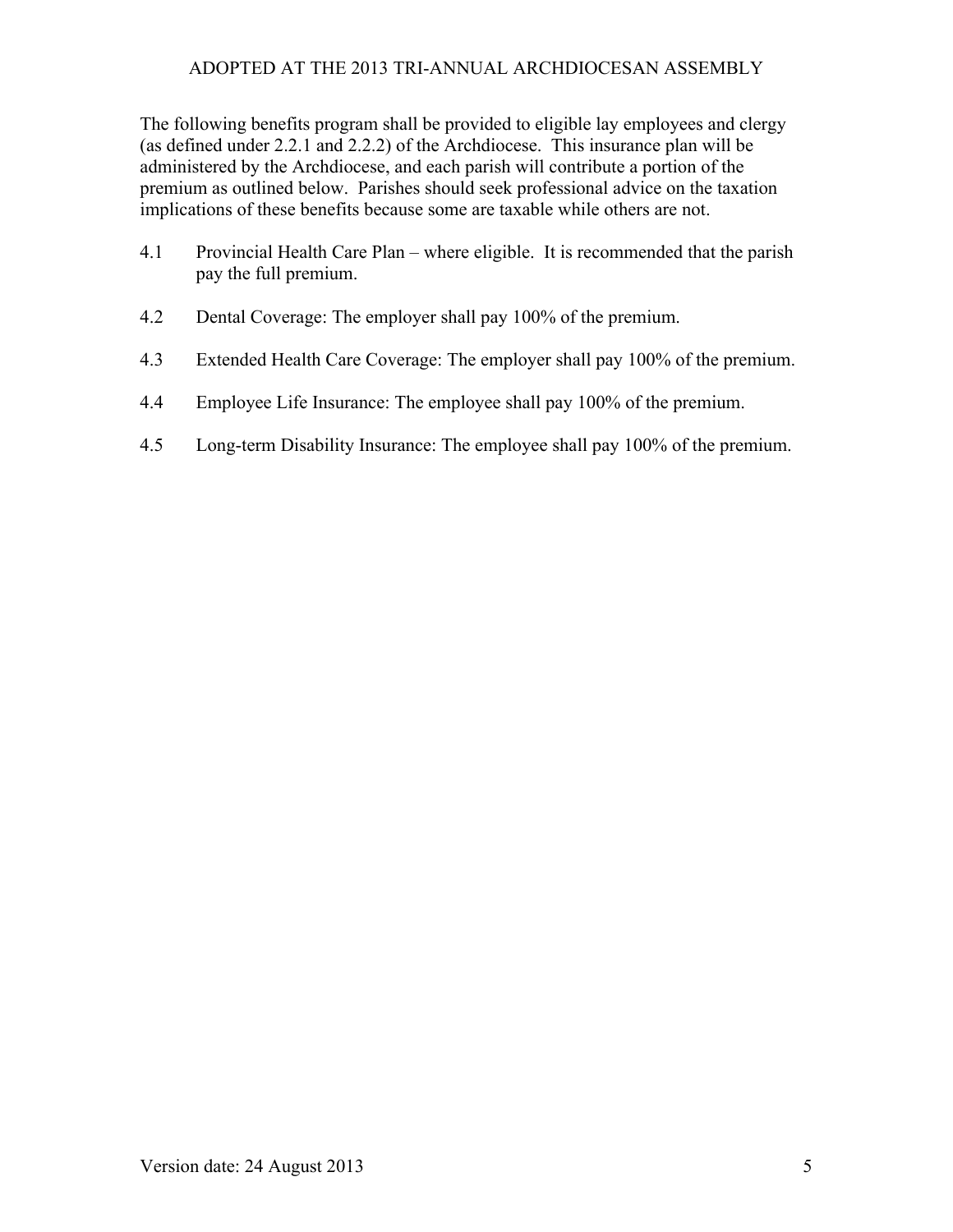The following benefits program shall be provided to eligible lay employees and clergy (as defined under 2.2.1 and 2.2.2) of the Archdiocese. This insurance plan will be administered by the Archdiocese, and each parish will contribute a portion of the premium as outlined below. Parishes should seek professional advice on the taxation implications of these benefits because some are taxable while others are not.

4.1 Provincial Health Care Plan – where eligible. It is recommended that the parish pay the full premium.

4.2 Dental Coverage: The employer shall pay 100% of the premium.

4.3 Extended Health Care Coverage: The employer shall pay 100% of the premium.

4.4 Employee Life Insurance: The employee shall pay 100% of the premium.

4.5 Long-term Disability Insurance: The employee shall pay 100% of the premium.